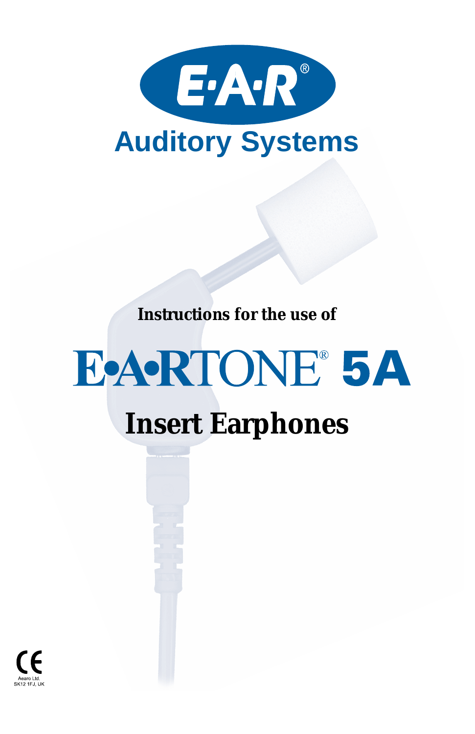E·A·R®

Auditory Systems

Instructions for the use of

# E•A•RTONE® 5A

## Insert Earphones

CE

Aearo Ltd.
SK12 1FJ, UK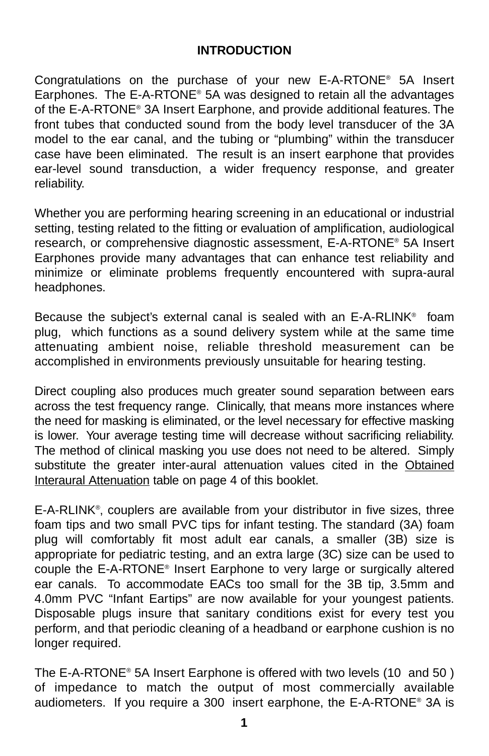# INTRODUCTION

Congratulations on the purchase of your new E-A-RTONE® 5A Insert Earphones. The E-A-RTONE® 5A was designed to retain all the advantages of the E-A-RTONE® 3A Insert Earphone, and provide additional features. The front tubes that conducted sound from the body level transducer of the 3A model to the ear canal, and the tubing or "plumbing" within the transducer case have been eliminated. The result is an insert earphone that provides ear-level sound transduction, a wider frequency response, and greater reliability.

Whether you are performing hearing screening in an educational or industrial setting, testing related to the fitting or evaluation of amplification, audiological research, or comprehensive diagnostic assessment, E-A-RTONE® 5A Insert Earphones provide many advantages that can enhance test reliability and minimize or eliminate problems frequently encountered with supra-aural headphones.

Because the subject's external canal is sealed with an E-A-RLINK® foam plug, which functions as a sound delivery system while at the same time attenuating ambient noise, reliable threshold measurement can be accomplished in environments previously unsuitable for hearing testing.

Direct coupling also produces much greater sound separation between ears across the test frequency range. Clinically, that means more instances where the need for masking is eliminated, or the level necessary for effective masking is lower. Your average testing time will decrease without sacrificing reliability. The method of clinical masking you use does not need to be altered. Simply substitute the greater inter-aural attenuation values cited in the Obtained Interaural Attenuation table on page 4 of this booklet.

E-A-RLINK®, couplers are available from your distributor in five sizes, three foam tips and two small PVC tips for infant testing. The standard (3A) foam plug will comfortably fit most adult ear canals, a smaller (3B) size is appropriate for pediatric testing, and an extra large (3C) size can be used to couple the E-A-RTONE® Insert Earphone to very large or surgically altered ear canals. To accommodate EACs too small for the 3B tip, 3.5mm and 4.0mm PVC "Infant Eartips" are now available for your youngest patients. Disposable plugs insure that sanitary conditions exist for every test you perform, and that periodic cleaning of a headband or earphone cushion is no longer required.

The E-A-RTONE® 5A Insert Earphone is offered with two levels (10 and 50 ) of impedance to match the output of most commercially available audiometers. If you require a 300 insert earphone, the E-A-RTONE® 3A is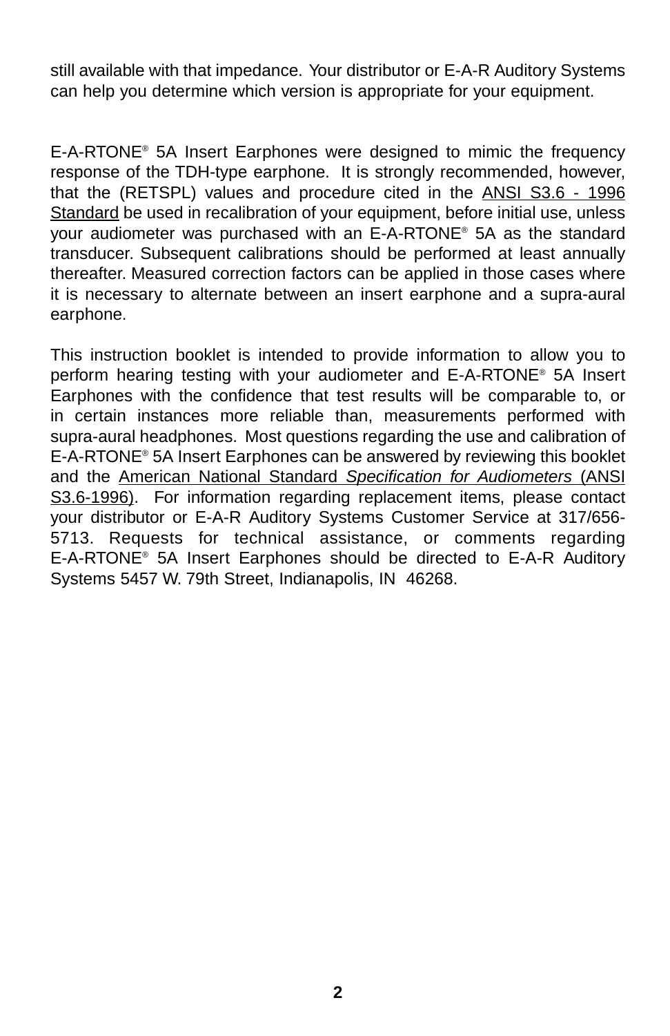still available with that impedance. Your distributor or E-A-R Auditory Systems can help you determine which version is appropriate for your equipment.

E-A-RTONE® 5A Insert Earphones were designed to mimic the frequency response of the TDH-type earphone. It is strongly recommended, however, that the (RETSPL) values and procedure cited in the ANSI S3.6 - 1996 Standard be used in recalibration of your equipment, before initial use, unless your audiometer was purchased with an E-A-RTONE® 5A as the standard transducer. Subsequent calibrations should be performed at least annually thereafter. Measured correction factors can be applied in those cases where it is necessary to alternate between an insert earphone and a supra-aural earphone.

This instruction booklet is intended to provide information to allow you to perform hearing testing with your audiometer and E-A-RTONE® 5A Insert Earphones with the confidence that test results will be comparable to, or in certain instances more reliable than, measurements performed with supra-aural headphones. Most questions regarding the use and calibration of E-A-RTONE® 5A Insert Earphones can be answered by reviewing this booklet and the American National Standard *Specification for Audiometers* (ANSI S3.6-1996). For information regarding replacement items, please contact your distributor or E-A-R Auditory Systems Customer Service at 317/656-5713. Requests for technical assistance, or comments regarding E-A-RTONE® 5A Insert Earphones should be directed to E-A-R Auditory Systems 5457 W. 79th Street, Indianapolis, IN 46268.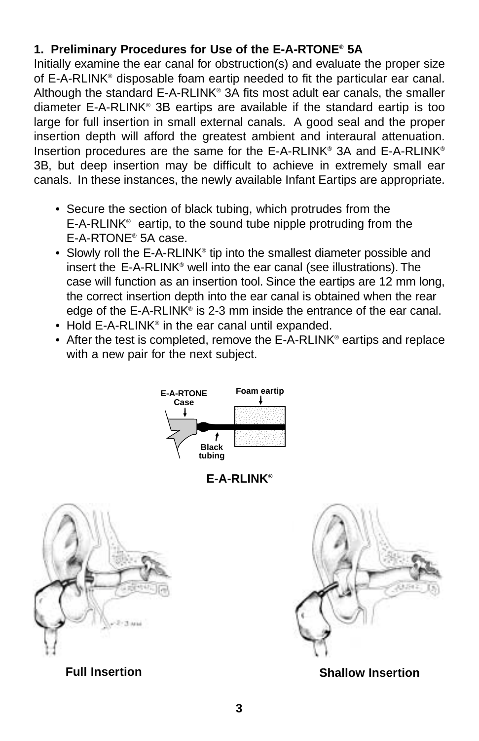## 1. Preliminary Procedures for Use of the E-A-RTONE® 5A

Initially examine the ear canal for obstruction(s) and evaluate the proper size of E-A-RLINK® disposable foam eartip needed to fit the particular ear canal. Although the standard E-A-RLINK® 3A fits most adult ear canals, the smaller diameter E-A-RLINK® 3B eartips are available if the standard eartip is too large for full insertion in small external canals. A good seal and the proper insertion depth will afford the greatest ambient and interaural attenuation. Insertion procedures are the same for the E-A-RLINK® 3A and E-A-RLINK® 3B, but deep insertion may be difficult to achieve in extremely small ear canals. In these instances, the newly available Infant Eartips are appropriate.

- Secure the section of black tubing, which protrudes from the E-A-RLINK® eartip, to the sound tube nipple protruding from the E-A-RTONE® 5A case.
- Slowly roll the E-A-RLINK® tip into the smallest diameter possible and insert the E-A-RLINK® well into the ear canal (see illustrations). The case will function as an insertion tool. Since the eartips are 12 mm long, the correct insertion depth into the ear canal is obtained when the rear edge of the E-A-RLINK® is 2-3 mm inside the entrance of the ear canal.
- Hold E-A-RLINK® in the ear canal until expanded.
- After the test is completed, remove the E-A-RLINK® eartips and replace with a new pair for the next subject.

E-A-RTONE Case — Foam eartip — Black tubing

**E-A-RLINK®**

**Full Insertion** — 2-3 mm

**Shallow Insertion**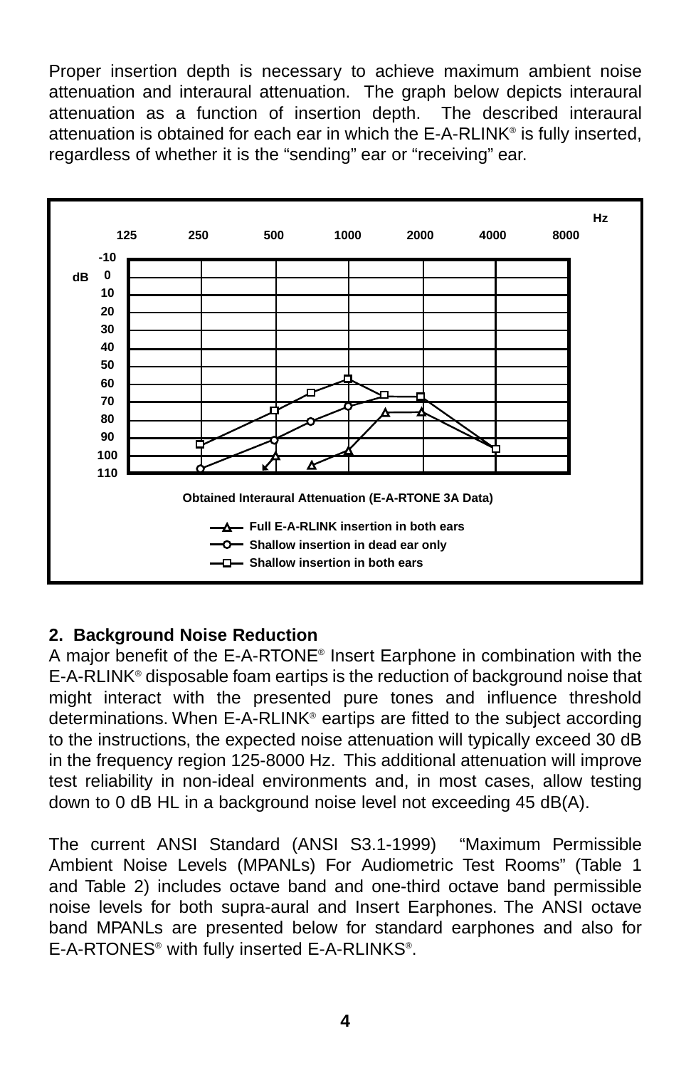Proper insertion depth is necessary to achieve maximum ambient noise attenuation and interaural attenuation. The graph below depicts interaural attenuation as a function of insertion depth. The described interaural attenuation is obtained for each ear in which the E-A-RLINK® is fully inserted, regardless of whether it is the "sending" ear or "receiving" ear.

Obtained Interaural Attenuation (E-A-RTONE 3A Data)

- Full E-A-RLINK insertion in both ears
- Shallow insertion in dead ear only
- Shallow insertion in both ears

## 2. Background Noise Reduction

A major benefit of the E-A-RTONE® Insert Earphone in combination with the E-A-RLINK® disposable foam eartips is the reduction of background noise that might interact with the presented pure tones and influence threshold determinations. When E-A-RLINK® eartips are fitted to the subject according to the instructions, the expected noise attenuation will typically exceed 30 dB in the frequency region 125-8000 Hz. This additional attenuation will improve test reliability in non-ideal environments and, in most cases, allow testing down to 0 dB HL in a background noise level not exceeding 45 dB(A).

The current ANSI Standard (ANSI S3.1-1999) "Maximum Permissible Ambient Noise Levels (MPANLs) For Audiometric Test Rooms" (Table 1 and Table 2) includes octave band and one-third octave band permissible noise levels for both supra-aural and Insert Earphones. The ANSI octave band MPANLs are presented below for standard earphones and also for E-A-RTONES® with fully inserted E-A-RLINKS®.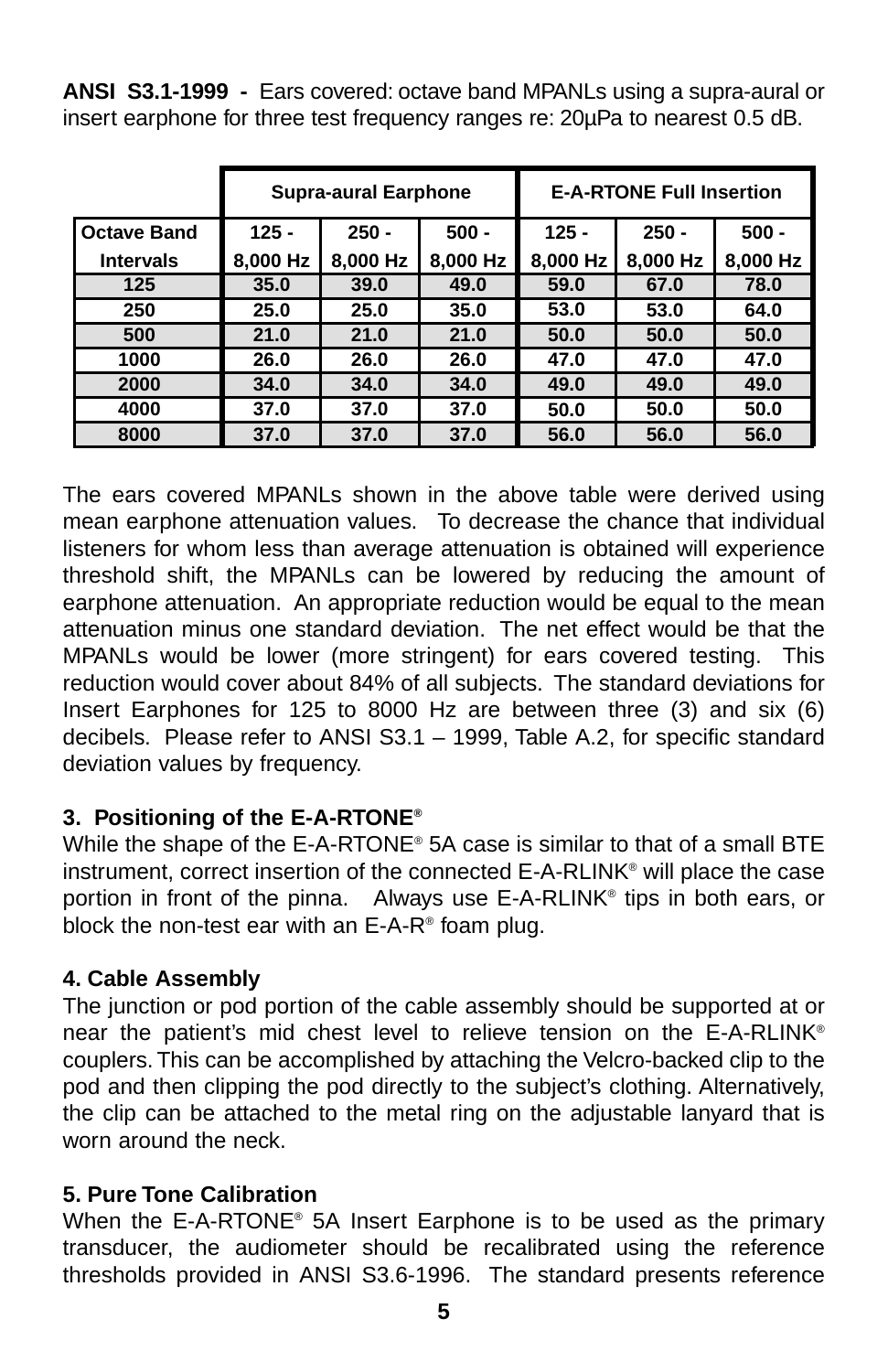**ANSI S3.1-1999 -** Ears covered: octave band MPANLs using a supra-aural or insert earphone for three test frequency ranges re: 20µPa to nearest 0.5 dB.

| | Supra-aural Earphone | | | E-A-RTONE Full Insertion | | |
|---|---|---|---|---|---|---|
| **Octave Band Intervals** | **125 - 8,000 Hz** | **250 - 8,000 Hz** | **500 - 8,000 Hz** | **125 - 8,000 Hz** | **250 - 8,000 Hz** | **500 - 8,000 Hz** |
| 125 | 35.0 | 39.0 | 49.0 | 59.0 | 67.0 | 78.0 |
| 250 | 25.0 | 25.0 | 35.0 | 53.0 | 53.0 | 64.0 |
| 500 | 21.0 | 21.0 | 21.0 | 50.0 | 50.0 | 50.0 |
| 1000 | 26.0 | 26.0 | 26.0 | 47.0 | 47.0 | 47.0 |
| 2000 | 34.0 | 34.0 | 34.0 | 49.0 | 49.0 | 49.0 |
| 4000 | 37.0 | 37.0 | 37.0 | 50.0 | 50.0 | 50.0 |
| 8000 | 37.0 | 37.0 | 37.0 | 56.0 | 56.0 | 56.0 |

The ears covered MPANLs shown in the above table were derived using mean earphone attenuation values. To decrease the chance that individual listeners for whom less than average attenuation is obtained will experience threshold shift, the MPANLs can be lowered by reducing the amount of earphone attenuation. An appropriate reduction would be equal to the mean attenuation minus one standard deviation. The net effect would be that the MPANLs would be lower (more stringent) for ears covered testing. This reduction would cover about 84% of all subjects. The standard deviations for Insert Earphones for 125 to 8000 Hz are between three (3) and six (6) decibels. Please refer to ANSI S3.1 – 1999, Table A.2, for specific standard deviation values by frequency.

### 3. Positioning of the E-A-RTONE®

While the shape of the E-A-RTONE® 5A case is similar to that of a small BTE instrument, correct insertion of the connected E-A-RLINK® will place the case portion in front of the pinna. Always use E-A-RLINK® tips in both ears, or block the non-test ear with an E-A-R® foam plug.

### 4. Cable Assembly

The junction or pod portion of the cable assembly should be supported at or near the patient's mid chest level to relieve tension on the E-A-RLINK® couplers. This can be accomplished by attaching the Velcro-backed clip to the pod and then clipping the pod directly to the subject's clothing. Alternatively, the clip can be attached to the metal ring on the adjustable lanyard that is worn around the neck.

### 5. Pure Tone Calibration

When the E-A-RTONE® 5A Insert Earphone is to be used as the primary transducer, the audiometer should be recalibrated using the reference thresholds provided in ANSI S3.6-1996. The standard presents reference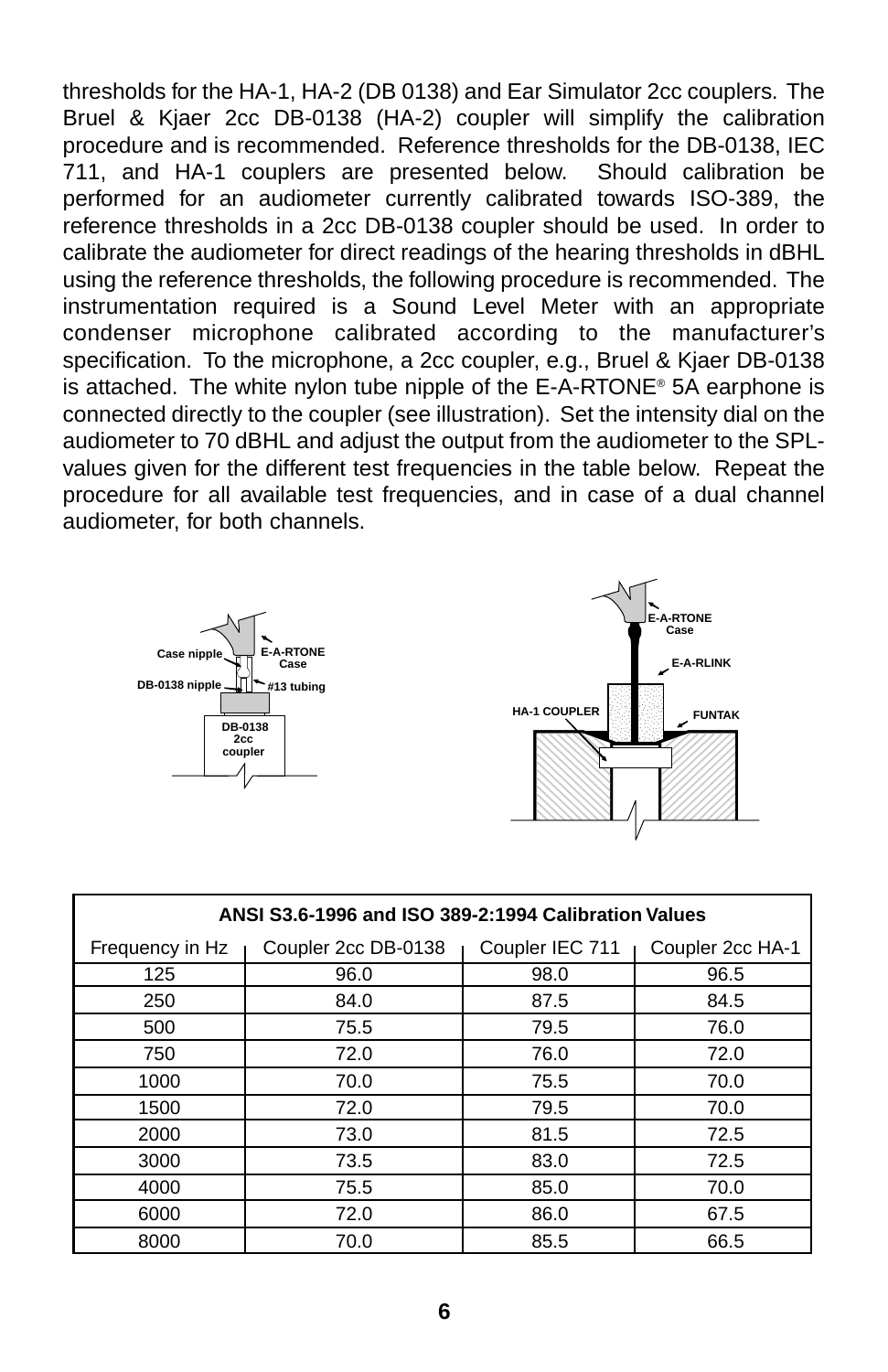thresholds for the HA-1, HA-2 (DB 0138) and Ear Simulator 2cc couplers. The Bruel & Kjaer 2cc DB-0138 (HA-2) coupler will simplify the calibration procedure and is recommended. Reference thresholds for the DB-0138, IEC 711, and HA-1 couplers are presented below. Should calibration be performed for an audiometer currently calibrated towards ISO-389, the reference thresholds in a 2cc DB-0138 coupler should be used. In order to calibrate the audiometer for direct readings of the hearing thresholds in dBHL using the reference thresholds, the following procedure is recommended. The instrumentation required is a Sound Level Meter with an appropriate condenser microphone calibrated according to the manufacturer's specification. To the microphone, a 2cc coupler, e.g., Bruel & Kjaer DB-0138 is attached. The white nylon tube nipple of the E-A-RTONE® 5A earphone is connected directly to the coupler (see illustration). Set the intensity dial on the audiometer to 70 dBHL and adjust the output from the audiometer to the SPL-values given for the different test frequencies in the table below. Repeat the procedure for all available test frequencies, and in case of a dual channel audiometer, for both channels.

Case nipple, E-A-RTONE Case, DB-0138 nipple, #13 tubing, DB-0138 2cc coupler

E-A-RTONE Case, E-A-RLINK, HA-1 COUPLER, FUNTAK

| ANSI S3.6-1996 and ISO 389-2:1994 Calibration Values | | | |
|---|---|---|---|
| Frequency in Hz | Coupler 2cc DB-0138 | Coupler IEC 711 | Coupler 2cc HA-1 |
| 125 | 96.0 | 98.0 | 96.5 |
| 250 | 84.0 | 87.5 | 84.5 |
| 500 | 75.5 | 79.5 | 76.0 |
| 750 | 72.0 | 76.0 | 72.0 |
| 1000 | 70.0 | 75.5 | 70.0 |
| 1500 | 72.0 | 79.5 | 70.0 |
| 2000 | 73.0 | 81.5 | 72.5 |
| 3000 | 73.5 | 83.0 | 72.5 |
| 4000 | 75.5 | 85.0 | 70.0 |
| 6000 | 72.0 | 86.0 | 67.5 |
| 8000 | 70.0 | 85.5 | 66.5 |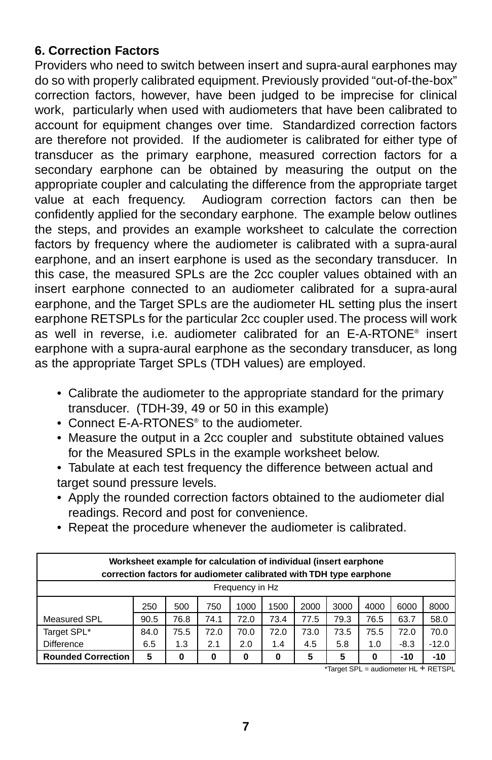## 6. Correction Factors

Providers who need to switch between insert and supra-aural earphones may do so with properly calibrated equipment. Previously provided "out-of-the-box" correction factors, however, have been judged to be imprecise for clinical work, particularly when used with audiometers that have been calibrated to account for equipment changes over time. Standardized correction factors are therefore not provided. If the audiometer is calibrated for either type of transducer as the primary earphone, measured correction factors for a secondary earphone can be obtained by measuring the output on the appropriate coupler and calculating the difference from the appropriate target value at each frequency. Audiogram correction factors can then be confidently applied for the secondary earphone. The example below outlines the steps, and provides an example worksheet to calculate the correction factors by frequency where the audiometer is calibrated with a supra-aural earphone, and an insert earphone is used as the secondary transducer. In this case, the measured SPLs are the 2cc coupler values obtained with an insert earphone connected to an audiometer calibrated for a supra-aural earphone, and the Target SPLs are the audiometer HL setting plus the insert earphone RETSPLs for the particular 2cc coupler used. The process will work as well in reverse, i.e. audiometer calibrated for an E-A-RTONE® insert earphone with a supra-aural earphone as the secondary transducer, as long as the appropriate Target SPLs (TDH values) are employed.

- Calibrate the audiometer to the appropriate standard for the primary transducer. (TDH-39, 49 or 50 in this example)
- Connect E-A-RTONES® to the audiometer.
- Measure the output in a 2cc coupler and substitute obtained values for the Measured SPLs in the example worksheet below.
- Tabulate at each test frequency the difference between actual and target sound pressure levels.
- Apply the rounded correction factors obtained to the audiometer dial readings. Record and post for convenience.
- Repeat the procedure whenever the audiometer is calibrated.

**Worksheet example for calculation of individual (insert earphone correction factors for audiometer calibrated with TDH type earphone**

| | Frequency in Hz | | | | | | | | | |
|---|---|---|---|---|---|---|---|---|---|---|
| | 250 | 500 | 750 | 1000 | 1500 | 2000 | 3000 | 4000 | 6000 | 8000 |
| Measured SPL | 90.5 | 76.8 | 74.1 | 72.0 | 73.4 | 77.5 | 79.3 | 76.5 | 63.7 | 58.0 |
| Target SPL* | 84.0 | 75.5 | 72.0 | 70.0 | 72.0 | 73.0 | 73.5 | 75.5 | 72.0 | 70.0 |
| Difference | 6.5 | 1.3 | 2.1 | 2.0 | 1.4 | 4.5 | 5.8 | 1.0 | -8.3 | -12.0 |
| **Rounded Correction** | **5** | **0** | **0** | **0** | **0** | **5** | **5** | **0** | **-10** | **-10** |

*Target SPL = audiometer HL + RETSPL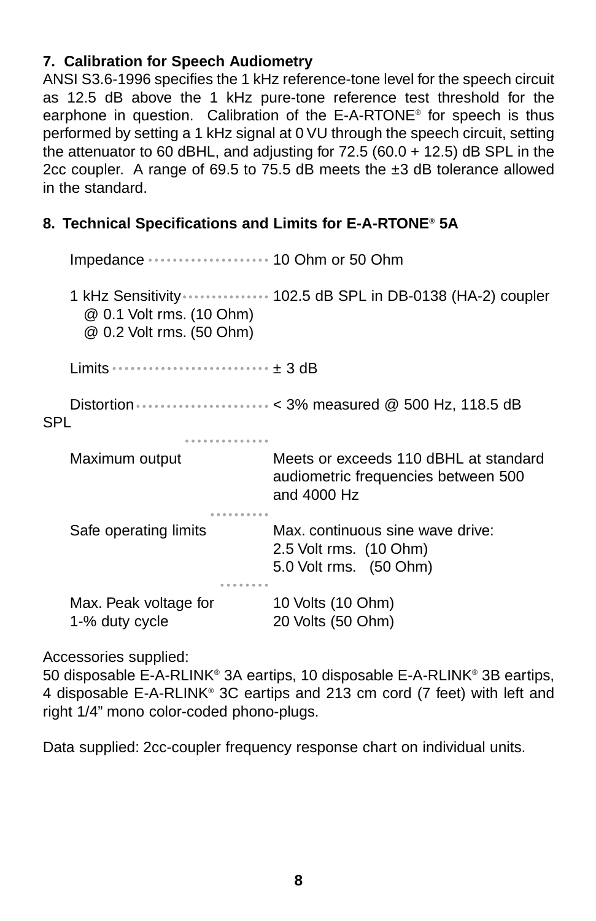### 7. Calibration for Speech Audiometry

ANSI S3.6-1996 specifies the 1 kHz reference-tone level for the speech circuit as 12.5 dB above the 1 kHz pure-tone reference test threshold for the earphone in question. Calibration of the E-A-RTONE® for speech is thus performed by setting a 1 kHz signal at 0 VU through the speech circuit, setting the attenuator to 60 dBHL, and adjusting for 72.5 (60.0 + 12.5) dB SPL in the 2cc coupler. A range of 69.5 to 75.5 dB meets the ±3 dB tolerance allowed in the standard.

### 8. Technical Specifications and Limits for E-A-RTONE® 5A

| | |
|---|---|
| Impedance | 10 Ohm or 50 Ohm |
| 1 kHz Sensitivity<br>@ 0.1 Volt rms. (10 Ohm)<br>@ 0.2 Volt rms. (50 Ohm) | 102.5 dB SPL in DB-0138 (HA-2) coupler |
| Limits | ± 3 dB |
| Distortion | < 3% measured @ 500 Hz, 118.5 dB SPL |
| Maximum output | Meets or exceeds 110 dBHL at standard audiometric frequencies between 500 and 4000 Hz |
| Safe operating limits | Max. continuous sine wave drive:<br>2.5 Volt rms. (10 Ohm)<br>5.0 Volt rms. (50 Ohm) |
| Max. Peak voltage for 1-% duty cycle | 10 Volts (10 Ohm)<br>20 Volts (50 Ohm) |

Accessories supplied:
50 disposable E-A-RLINK® 3A eartips, 10 disposable E-A-RLINK® 3B eartips, 4 disposable E-A-RLINK® 3C eartips and 213 cm cord (7 feet) with left and right 1/4" mono color-coded phono-plugs.

Data supplied: 2cc-coupler frequency response chart on individual units.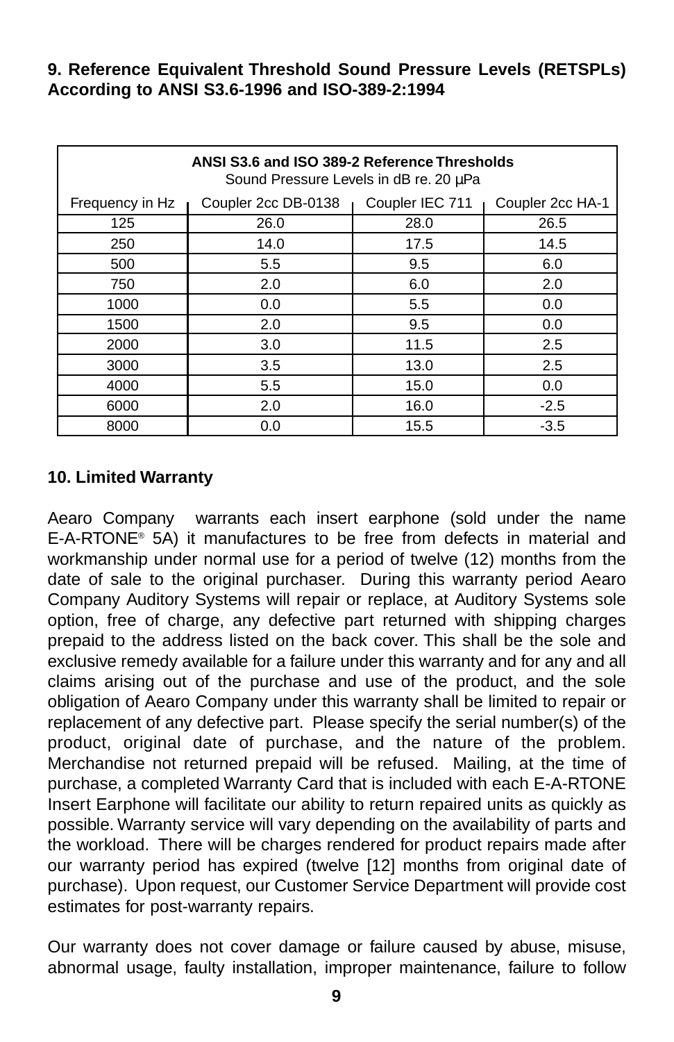## 9. Reference Equivalent Threshold Sound Pressure Levels (RETSPLs) According to ANSI S3.6-1996 and ISO-389-2:1994

| ANSI S3.6 and ISO 389-2 Reference Thresholds Sound Pressure Levels in dB re. 20 µPa | | | |
|---|---|---|---|
| Frequency in Hz | Coupler 2cc DB-0138 | Coupler IEC 711 | Coupler 2cc HA-1 |
| 125 | 26.0 | 28.0 | 26.5 |
| 250 | 14.0 | 17.5 | 14.5 |
| 500 | 5.5 | 9.5 | 6.0 |
| 750 | 2.0 | 6.0 | 2.0 |
| 1000 | 0.0 | 5.5 | 0.0 |
| 1500 | 2.0 | 9.5 | 0.0 |
| 2000 | 3.0 | 11.5 | 2.5 |
| 3000 | 3.5 | 13.0 | 2.5 |
| 4000 | 5.5 | 15.0 | 0.0 |
| 6000 | 2.0 | 16.0 | -2.5 |
| 8000 | 0.0 | 15.5 | -3.5 |

## 10. Limited Warranty

Aearo Company warrants each insert earphone (sold under the name E-A-RTONE® 5A) it manufactures to be free from defects in material and workmanship under normal use for a period of twelve (12) months from the date of sale to the original purchaser. During this warranty period Aearo Company Auditory Systems will repair or replace, at Auditory Systems sole option, free of charge, any defective part returned with shipping charges prepaid to the address listed on the back cover. This shall be the sole and exclusive remedy available for a failure under this warranty and for any and all claims arising out of the purchase and use of the product, and the sole obligation of Aearo Company under this warranty shall be limited to repair or replacement of any defective part. Please specify the serial number(s) of the product, original date of purchase, and the nature of the problem. Merchandise not returned prepaid will be refused. Mailing, at the time of purchase, a completed Warranty Card that is included with each E-A-RTONE Insert Earphone will facilitate our ability to return repaired units as quickly as possible. Warranty service will vary depending on the availability of parts and the workload. There will be charges rendered for product repairs made after our warranty period has expired (twelve [12] months from original date of purchase). Upon request, our Customer Service Department will provide cost estimates for post-warranty repairs.

Our warranty does not cover damage or failure caused by abuse, misuse, abnormal usage, faulty installation, improper maintenance, failure to follow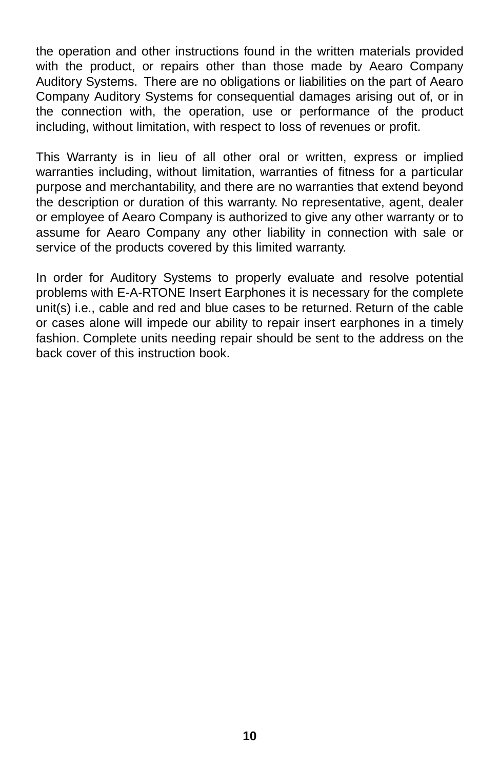the operation and other instructions found in the written materials provided with the product, or repairs other than those made by Aearo Company Auditory Systems. There are no obligations or liabilities on the part of Aearo Company Auditory Systems for consequential damages arising out of, or in the connection with, the operation, use or performance of the product including, without limitation, with respect to loss of revenues or profit.

This Warranty is in lieu of all other oral or written, express or implied warranties including, without limitation, warranties of fitness for a particular purpose and merchantability, and there are no warranties that extend beyond the description or duration of this warranty. No representative, agent, dealer or employee of Aearo Company is authorized to give any other warranty or to assume for Aearo Company any other liability in connection with sale or service of the products covered by this limited warranty.

In order for Auditory Systems to properly evaluate and resolve potential problems with E-A-RTONE Insert Earphones it is necessary for the complete unit(s) i.e., cable and red and blue cases to be returned. Return of the cable or cases alone will impede our ability to repair insert earphones in a timely fashion. Complete units needing repair should be sent to the address on the back cover of this instruction book.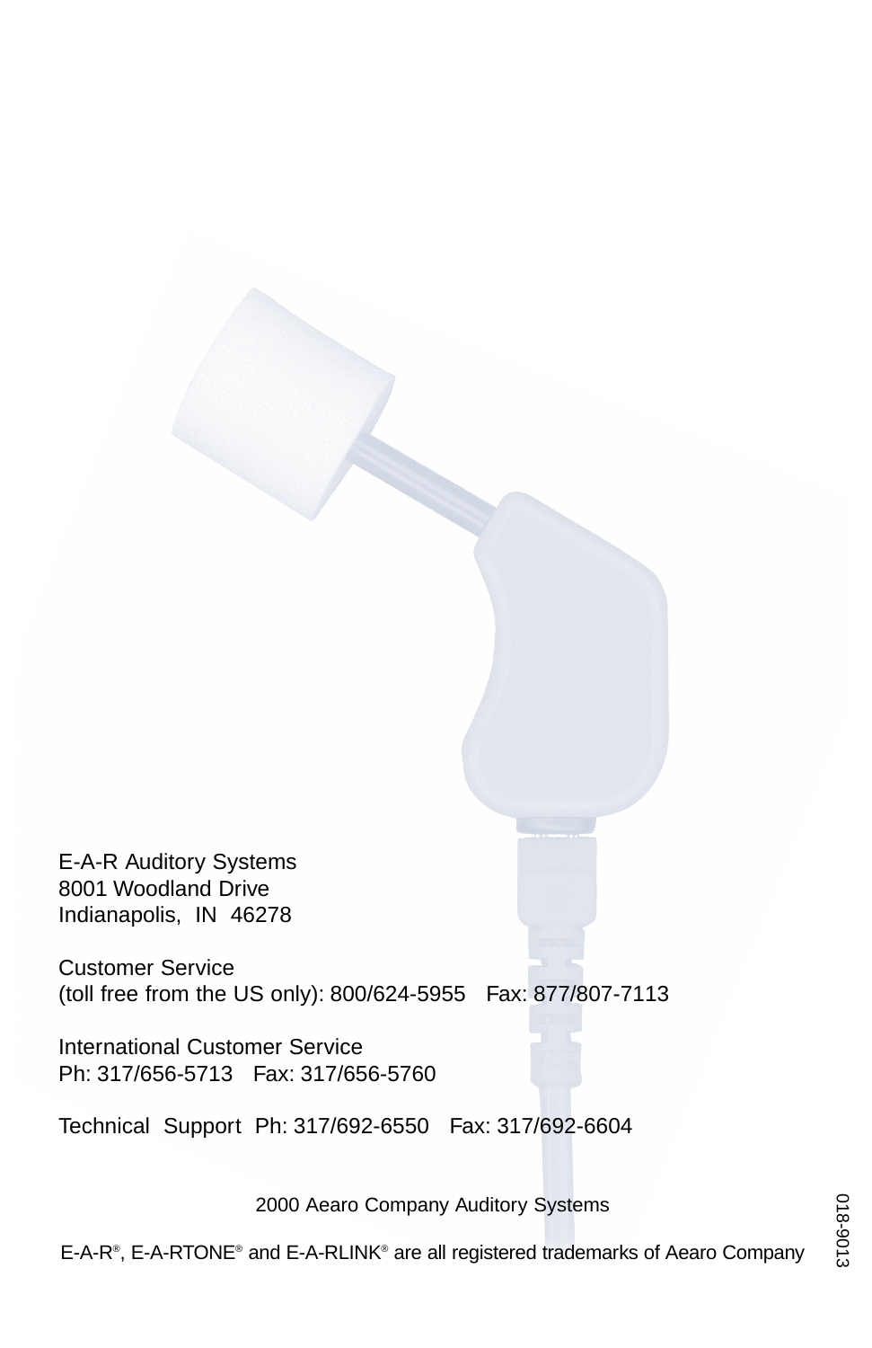E-A-R Auditory Systems
8001 Woodland Drive
Indianapolis, IN 46278

Customer Service
(toll free from the US only): 800/624-5955 Fax: 877/807-7113

International Customer Service
Ph: 317/656-5713 Fax: 317/656-5760

Technical Support Ph: 317/692-6550 Fax: 317/692-6604

2000 Aearo Company Auditory Systems

E-A-R®, E-A-RTONE® and E-A-RLINK® are all registered trademarks of Aearo Company

018-9013